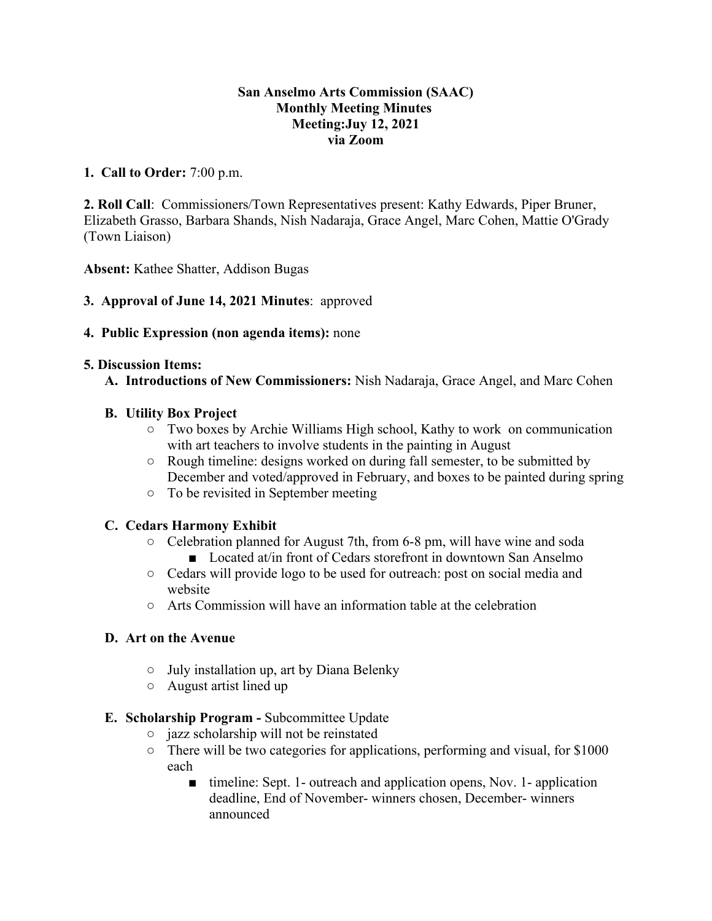**San Anselmo Arts Commission (SAAC)**
**Monthly Meeting Minutes**
**Meeting:Juy 12, 2021**
**via Zoom**

**1. Call to Order:** 7:00 p.m.

**2. Roll Call**: Commissioners/Town Representatives present: Kathy Edwards, Piper Bruner, Elizabeth Grasso, Barbara Shands, Nish Nadaraja, Grace Angel, Marc Cohen, Mattie O'Grady (Town Liaison)

**Absent:** Kathee Shatter, Addison Bugas

**3. Approval of June 14, 2021 Minutes**: approved

**4. Public Expression (non agenda items):** none

**5. Discussion Items:**

**A. Introductions of New Commissioners:** Nish Nadaraja, Grace Angel, and Marc Cohen

**B. Utility Box Project**

- Two boxes by Archie Williams High school, Kathy to work on communication with art teachers to involve students in the painting in August
- Rough timeline: designs worked on during fall semester, to be submitted by December and voted/approved in February, and boxes to be painted during spring
- To be revisited in September meeting

**C. Cedars Harmony Exhibit**

- Celebration planned for August 7th, from 6-8 pm, will have wine and soda
  - Located at/in front of Cedars storefront in downtown San Anselmo
- Cedars will provide logo to be used for outreach: post on social media and website
- Arts Commission will have an information table at the celebration

**D. Art on the Avenue**

- July installation up, art by Diana Belenky
- August artist lined up

**E. Scholarship Program -** Subcommittee Update

- jazz scholarship will not be reinstated
- There will be two categories for applications, performing and visual, for $1000 each
  - timeline: Sept. 1- outreach and application opens, Nov. 1- application deadline, End of November- winners chosen, December- winners announced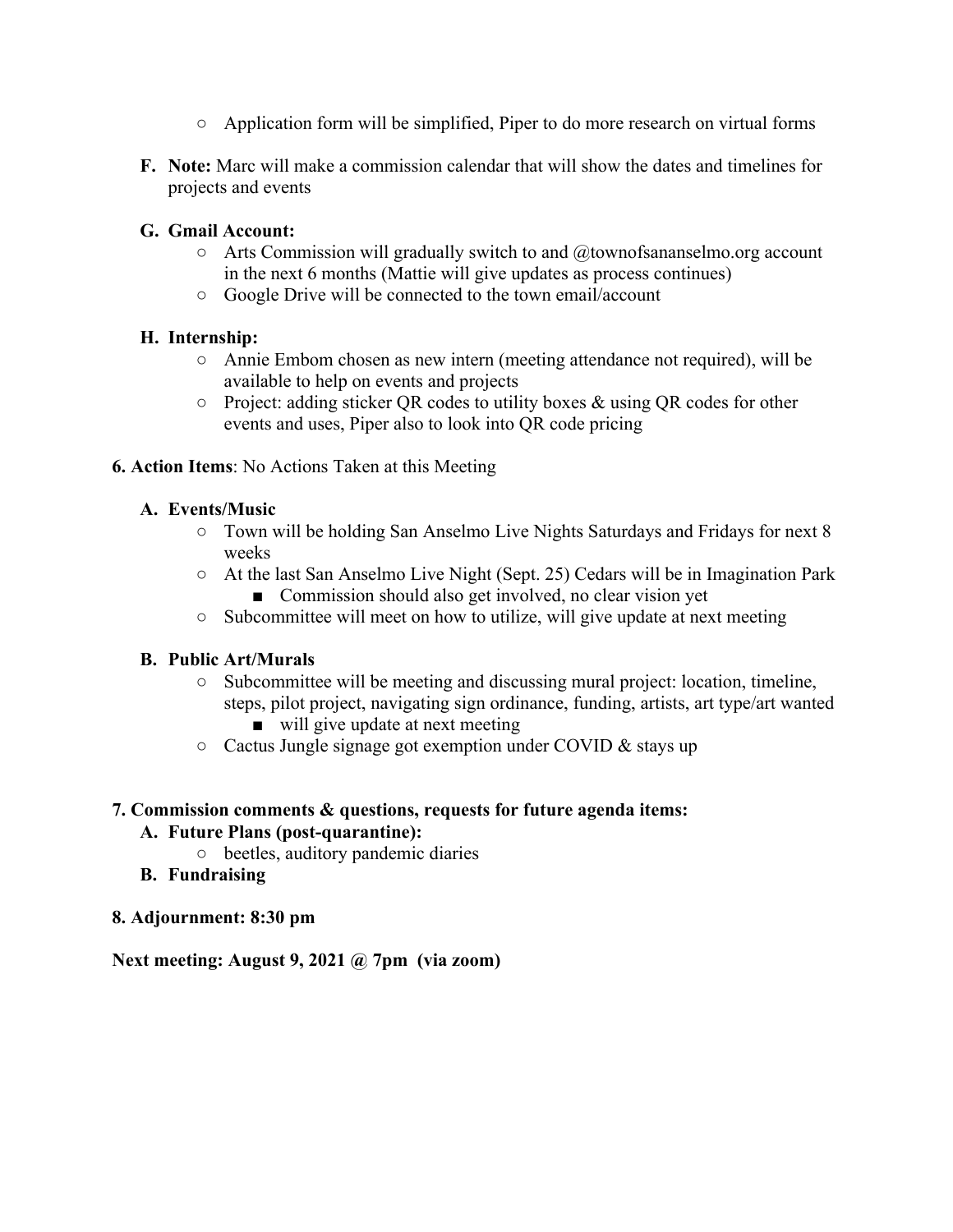- Application form will be simplified, Piper to do more research on virtual forms

F. **Note:** Marc will make a commission calendar that will show the dates and timelines for projects and events

G. **Gmail Account:**
   - Arts Commission will gradually switch to and @townofsananselmo.org account in the next 6 months (Mattie will give updates as process continues)
   - Google Drive will be connected to the town email/account

H. **Internship:**
   - Annie Embom chosen as new intern (meeting attendance not required), will be available to help on events and projects
   - Project: adding sticker QR codes to utility boxes & using QR codes for other events and uses, Piper also to look into QR code pricing

**6. Action Items**: No Actions Taken at this Meeting

A. **Events/Music**
   - Town will be holding San Anselmo Live Nights Saturdays and Fridays for next 8 weeks
   - At the last San Anselmo Live Night (Sept. 25) Cedars will be in Imagination Park
     - Commission should also get involved, no clear vision yet
   - Subcommittee will meet on how to utilize, will give update at next meeting

B. **Public Art/Murals**
   - Subcommittee will be meeting and discussing mural project: location, timeline, steps, pilot project, navigating sign ordinance, funding, artists, art type/art wanted
     - will give update at next meeting
   - Cactus Jungle signage got exemption under COVID & stays up

**7. Commission comments & questions, requests for future agenda items:**

A. **Future Plans (post-quarantine):**
   - beetles, auditory pandemic diaries

B. **Fundraising**

**8. Adjournment: 8:30 pm**

**Next meeting: August 9, 2021 @ 7pm (via zoom)**